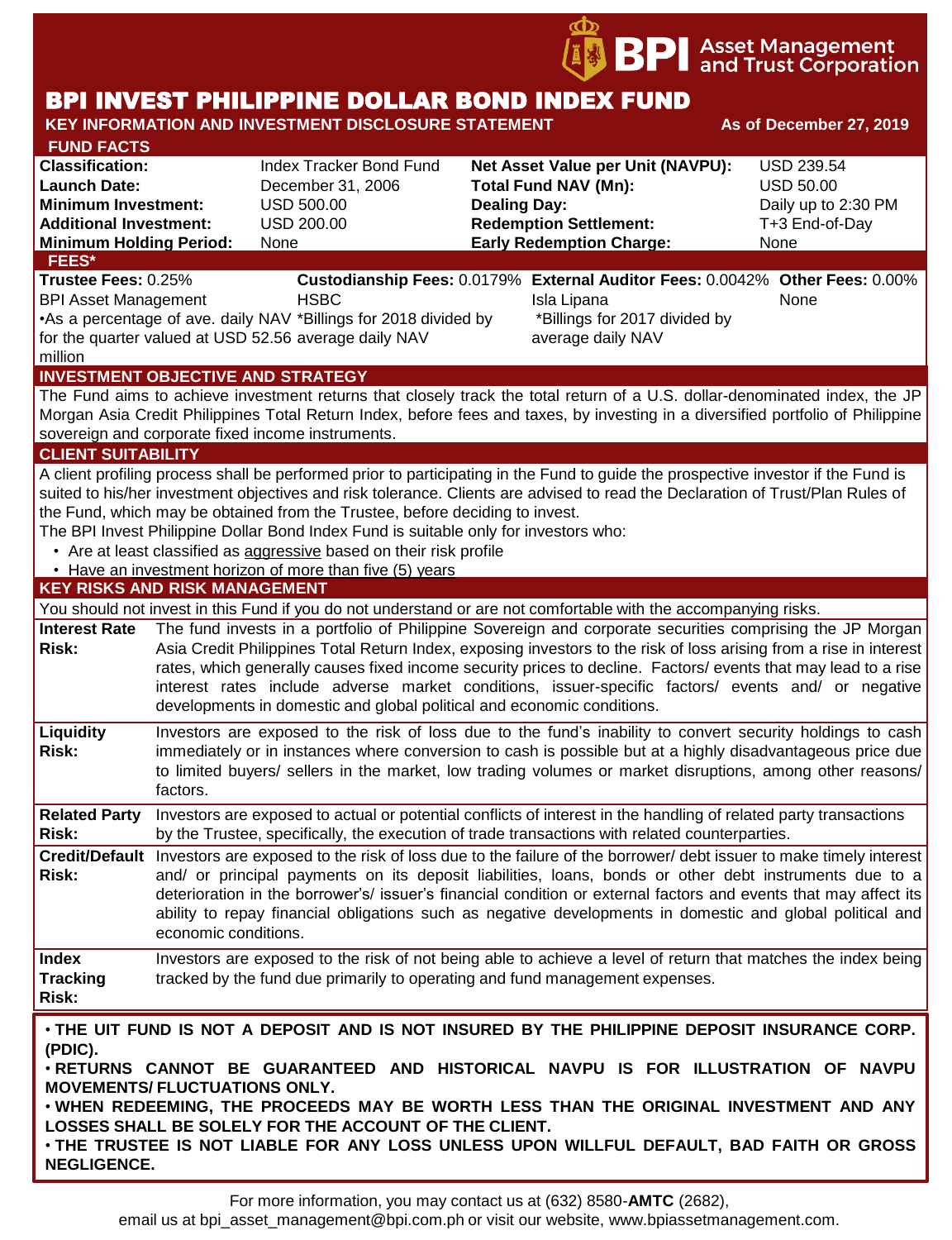BPI Asset Management and Trust Corporation

# BPI INVEST PHILIPPINE DOLLAR BOND INDEX FUND

**KEY INFORMATION AND INVESTMENT DISCLOSURE STATEMENT** — **As of December 27, 2019**

## FUND FACTS

| | | | |
|---|---|---|---|
| **Classification:** | Index Tracker Bond Fund | **Net Asset Value per Unit (NAVPU):** | USD 239.54 |
| **Launch Date:** | December 31, 2006 | **Total Fund NAV (Mn):** | USD 50.00 |
| **Minimum Investment:** | USD 500.00 | **Dealing Day:** | Daily up to 2:30 PM |
| **Additional Investment:** | USD 200.00 | **Redemption Settlement:** | T+3 End-of-Day |
| **Minimum Holding Period:** | None | **Early Redemption Charge:** | None |

## FEES*

| **Trustee Fees:** 0.25% | **Custodianship Fees:** 0.0179% | **External Auditor Fees:** 0.0042% | **Other Fees:** 0.00% |
|---|---|---|---|
| BPI Asset Management | HSBC | Isla Lipana | None |
| •As a percentage of ave. daily NAV for the quarter valued at USD 52.56 million | *Billings for 2018 divided by average daily NAV | *Billings for 2017 divided by average daily NAV | |

## INVESTMENT OBJECTIVE AND STRATEGY

The Fund aims to achieve investment returns that closely track the total return of a U.S. dollar-denominated index, the JP Morgan Asia Credit Philippines Total Return Index, before fees and taxes, by investing in a diversified portfolio of Philippine sovereign and corporate fixed income instruments.

## CLIENT SUITABILITY

A client profiling process shall be performed prior to participating in the Fund to guide the prospective investor if the Fund is suited to his/her investment objectives and risk tolerance. Clients are advised to read the Declaration of Trust/Plan Rules of the Fund, which may be obtained from the Trustee, before deciding to invest.

The BPI Invest Philippine Dollar Bond Index Fund is suitable only for investors who:

- Are at least classified as aggressive based on their risk profile
- Have an investment horizon of more than five (5) years

## KEY RISKS AND RISK MANAGEMENT

You should not invest in this Fund if you do not understand or are not comfortable with the accompanying risks.

| | |
|---|---|
| **Interest Rate Risk:** | The fund invests in a portfolio of Philippine Sovereign and corporate securities comprising the JP Morgan Asia Credit Philippines Total Return Index, exposing investors to the risk of loss arising from a rise in interest rates, which generally causes fixed income security prices to decline. Factors/ events that may lead to a rise interest rates include adverse market conditions, issuer-specific factors/ events and/ or negative developments in domestic and global political and economic conditions. |
| **Liquidity Risk:** | Investors are exposed to the risk of loss due to the fund's inability to convert security holdings to cash immediately or in instances where conversion to cash is possible but at a highly disadvantageous price due to limited buyers/ sellers in the market, low trading volumes or market disruptions, among other reasons/ factors. |
| **Related Party Risk:** | Investors are exposed to actual or potential conflicts of interest in the handling of related party transactions by the Trustee, specifically, the execution of trade transactions with related counterparties. |
| **Credit/Default Risk:** | Investors are exposed to the risk of loss due to the failure of the borrower/ debt issuer to make timely interest and/ or principal payments on its deposit liabilities, loans, bonds or other debt instruments due to a deterioration in the borrower's/ issuer's financial condition or external factors and events that may affect its ability to repay financial obligations such as negative developments in domestic and global political and economic conditions. |
| **Index Tracking Risk:** | Investors are exposed to the risk of not being able to achieve a level of return that matches the index being tracked by the fund due primarily to operating and fund management expenses. |

**• THE UIT FUND IS NOT A DEPOSIT AND IS NOT INSURED BY THE PHILIPPINE DEPOSIT INSURANCE CORP. (PDIC).**

**• RETURNS CANNOT BE GUARANTEED AND HISTORICAL NAVPU IS FOR ILLUSTRATION OF NAVPU MOVEMENTS/ FLUCTUATIONS ONLY.**

**• WHEN REDEEMING, THE PROCEEDS MAY BE WORTH LESS THAN THE ORIGINAL INVESTMENT AND ANY LOSSES SHALL BE SOLELY FOR THE ACCOUNT OF THE CLIENT.**

**• THE TRUSTEE IS NOT LIABLE FOR ANY LOSS UNLESS UPON WILLFUL DEFAULT, BAD FAITH OR GROSS NEGLIGENCE.**

For more information, you may contact us at (632) 8580-**AMTC** (2682), email us at bpi_asset_management@bpi.com.ph or visit our website, www.bpiassetmanagement.com.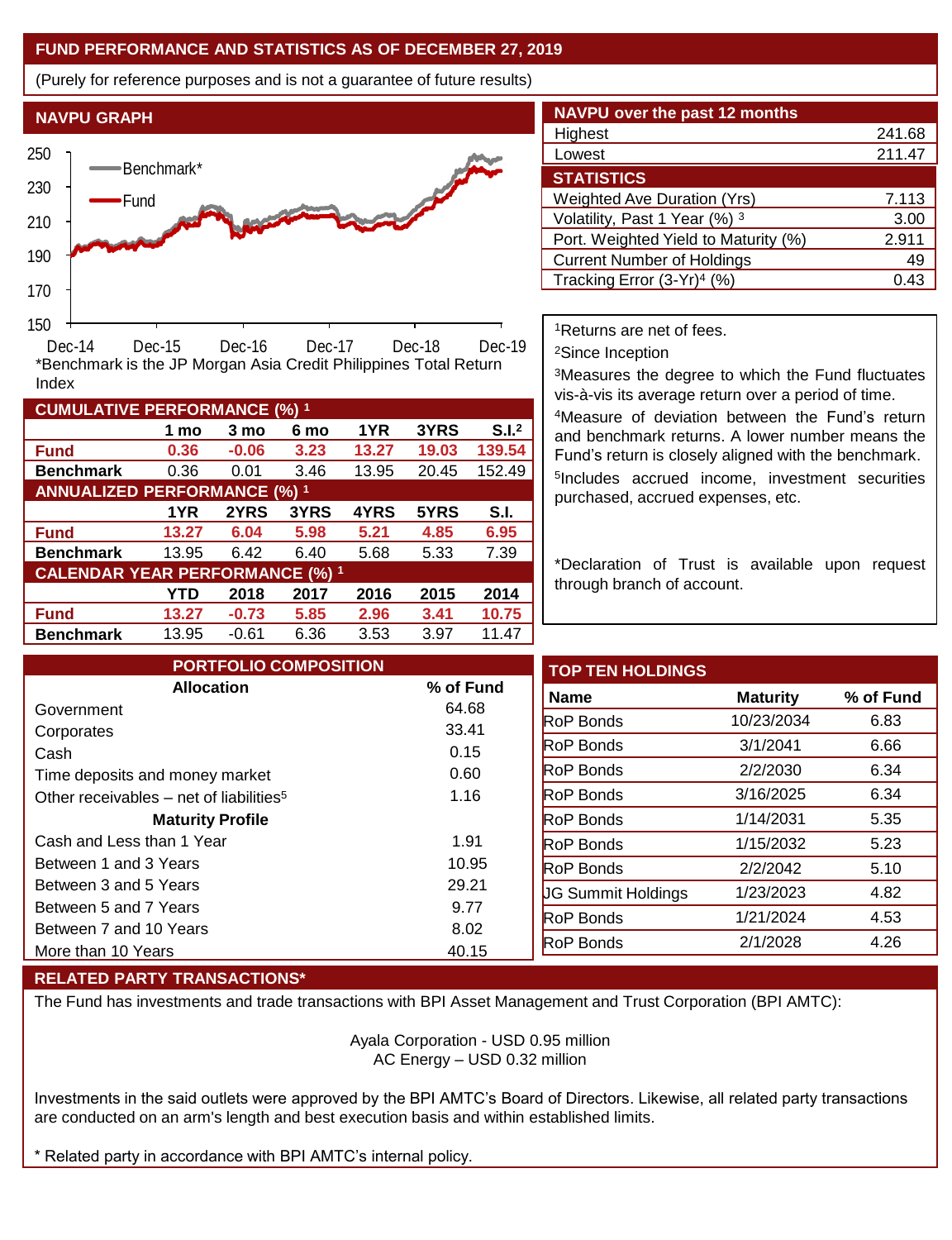## FUND PERFORMANCE AND STATISTICS AS OF DECEMBER 27, 2019

(Purely for reference purposes and is not a guarantee of future results)

### NAVPU GRAPH

*Benchmark is the JP Morgan Asia Credit Philippines Total Return Index

### NAVPU over the past 12 months

| | |
|---|---|
| Highest | 241.68 |
| Lowest | 211.47 |

### STATISTICS

| | |
|---|---|
| Weighted Ave Duration (Yrs) | 7.113 |
| Volatility, Past 1 Year (%) [3] | 3.00 |
| Port. Weighted Yield to Maturity (%) | 2.911 |
| Current Number of Holdings | 49 |
| Tracking Error (3-Yr)[4] (%) | 0.43 |

### CUMULATIVE PERFORMANCE (%) [1]

| | 1 mo | 3 mo | 6 mo | 1YR | 3YRS | S.I.[2] |
|---|---|---|---|---|---|---|
| **Fund** | **0.36** | **-0.06** | **3.23** | **13.27** | **19.03** | **139.54** |
| **Benchmark** | 0.36 | 0.01 | 3.46 | 13.95 | 20.45 | 152.49 |

### ANNUALIZED PERFORMANCE (%) [1]

| | 1YR | 2YRS | 3YRS | 4YRS | 5YRS | S.I. |
|---|---|---|---|---|---|---|
| **Fund** | **13.27** | **6.04** | **5.98** | **5.21** | **4.85** | **6.95** |
| **Benchmark** | 13.95 | 6.42 | 6.40 | 5.68 | 5.33 | 7.39 |

### CALENDAR YEAR PERFORMANCE (%) [1]

| | YTD | 2018 | 2017 | 2016 | 2015 | 2014 |
|---|---|---|---|---|---|---|
| **Fund** | **13.27** | **-0.73** | **5.85** | **2.96** | **3.41** | **10.75** |
| **Benchmark** | 13.95 | -0.61 | 6.36 | 3.53 | 3.97 | 11.47 |

[1]Returns are net of fees.

[2]Since Inception

[3]Measures the degree to which the Fund fluctuates vis-à-vis its average return over a period of time.

[4]Measure of deviation between the Fund's return and benchmark returns. A lower number means the Fund's return is closely aligned with the benchmark.

[5]Includes accrued income, investment securities purchased, accrued expenses, etc.

*Declaration of Trust is available upon request through branch of account.

### PORTFOLIO COMPOSITION

| Allocation | % of Fund |
|---|---|
| Government | 64.68 |
| Corporates | 33.41 |
| Cash | 0.15 |
| Time deposits and money market | 0.60 |
| Other receivables – net of liabilities[5] | 1.16 |
| **Maturity Profile** | |
| Cash and Less than 1 Year | 1.91 |
| Between 1 and 3 Years | 10.95 |
| Between 3 and 5 Years | 29.21 |
| Between 5 and 7 Years | 9.77 |
| Between 7 and 10 Years | 8.02 |
| More than 10 Years | 40.15 |

### TOP TEN HOLDINGS

| Name | Maturity | % of Fund |
|---|---|---|
| RoP Bonds | 10/23/2034 | 6.83 |
| RoP Bonds | 3/1/2041 | 6.66 |
| RoP Bonds | 2/2/2030 | 6.34 |
| RoP Bonds | 3/16/2025 | 6.34 |
| RoP Bonds | 1/14/2031 | 5.35 |
| RoP Bonds | 1/15/2032 | 5.23 |
| RoP Bonds | 2/2/2042 | 5.10 |
| JG Summit Holdings | 1/23/2023 | 4.82 |
| RoP Bonds | 1/21/2024 | 4.53 |
| RoP Bonds | 2/1/2028 | 4.26 |

### RELATED PARTY TRANSACTIONS*

The Fund has investments and trade transactions with BPI Asset Management and Trust Corporation (BPI AMTC):

Ayala Corporation - USD 0.95 million
AC Energy – USD 0.32 million

Investments in the said outlets were approved by the BPI AMTC's Board of Directors. Likewise, all related party transactions are conducted on an arm's length and best execution basis and within established limits.

* Related party in accordance with BPI AMTC's internal policy.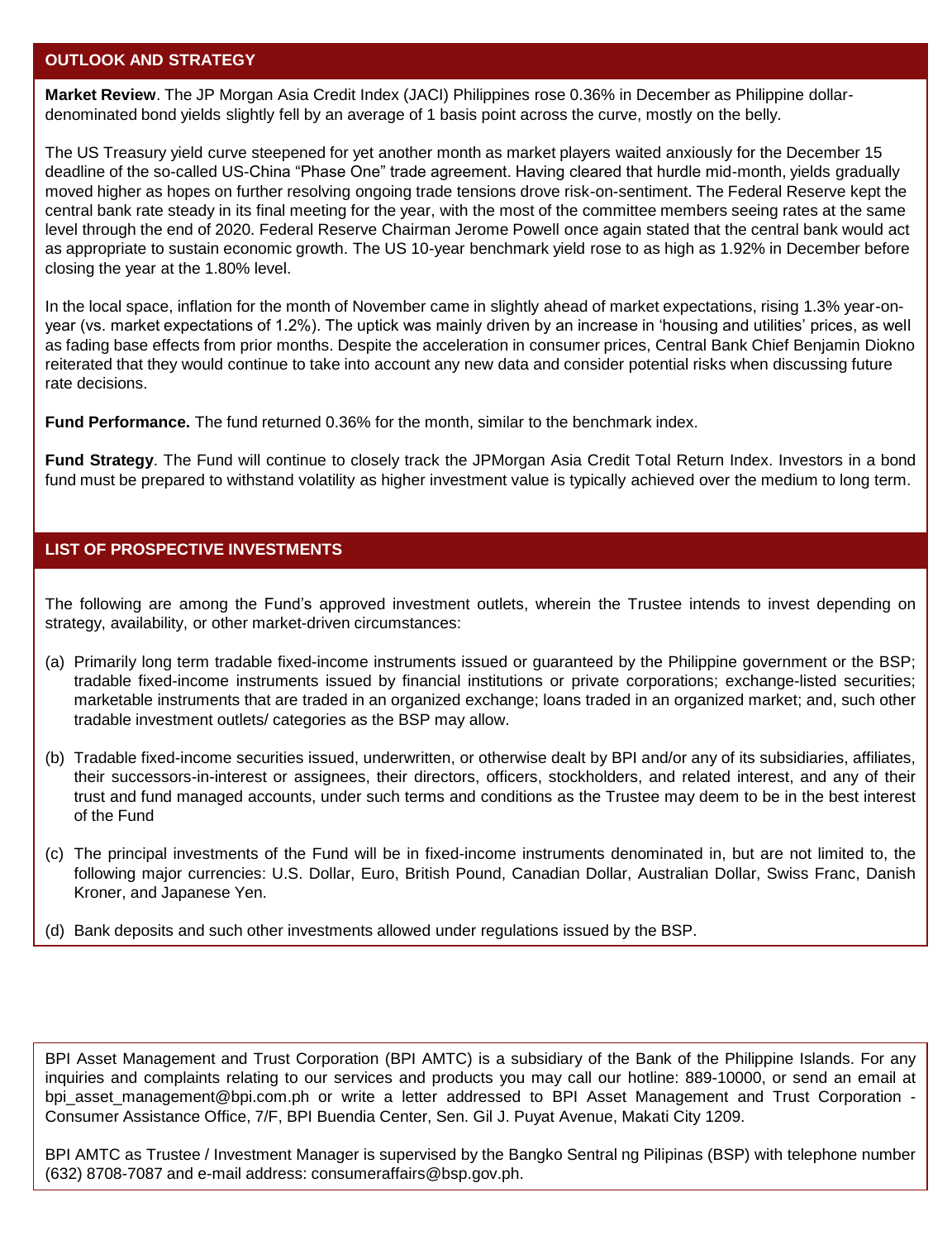## OUTLOOK AND STRATEGY

**Market Review**. The JP Morgan Asia Credit Index (JACI) Philippines rose 0.36% in December as Philippine dollar-denominated bond yields slightly fell by an average of 1 basis point across the curve, mostly on the belly.

The US Treasury yield curve steepened for yet another month as market players waited anxiously for the December 15 deadline of the so-called US-China "Phase One" trade agreement. Having cleared that hurdle mid-month, yields gradually moved higher as hopes on further resolving ongoing trade tensions drove risk-on-sentiment. The Federal Reserve kept the central bank rate steady in its final meeting for the year, with the most of the committee members seeing rates at the same level through the end of 2020. Federal Reserve Chairman Jerome Powell once again stated that the central bank would act as appropriate to sustain economic growth. The US 10-year benchmark yield rose to as high as 1.92% in December before closing the year at the 1.80% level.

In the local space, inflation for the month of November came in slightly ahead of market expectations, rising 1.3% year-on-year (vs. market expectations of 1.2%). The uptick was mainly driven by an increase in 'housing and utilities' prices, as well as fading base effects from prior months. Despite the acceleration in consumer prices, Central Bank Chief Benjamin Diokno reiterated that they would continue to take into account any new data and consider potential risks when discussing future rate decisions.

**Fund Performance.** The fund returned 0.36% for the month, similar to the benchmark index.

**Fund Strategy**. The Fund will continue to closely track the JPMorgan Asia Credit Total Return Index. Investors in a bond fund must be prepared to withstand volatility as higher investment value is typically achieved over the medium to long term.

## LIST OF PROSPECTIVE INVESTMENTS

The following are among the Fund's approved investment outlets, wherein the Trustee intends to invest depending on strategy, availability, or other market-driven circumstances:

(a) Primarily long term tradable fixed-income instruments issued or guaranteed by the Philippine government or the BSP; tradable fixed-income instruments issued by financial institutions or private corporations; exchange-listed securities; marketable instruments that are traded in an organized exchange; loans traded in an organized market; and, such other tradable investment outlets/ categories as the BSP may allow.

(b) Tradable fixed-income securities issued, underwritten, or otherwise dealt by BPI and/or any of its subsidiaries, affiliates, their successors-in-interest or assignees, their directors, officers, stockholders, and related interest, and any of their trust and fund managed accounts, under such terms and conditions as the Trustee may deem to be in the best interest of the Fund

(c) The principal investments of the Fund will be in fixed-income instruments denominated in, but are not limited to, the following major currencies: U.S. Dollar, Euro, British Pound, Canadian Dollar, Australian Dollar, Swiss Franc, Danish Kroner, and Japanese Yen.

(d) Bank deposits and such other investments allowed under regulations issued by the BSP.

BPI Asset Management and Trust Corporation (BPI AMTC) is a subsidiary of the Bank of the Philippine Islands. For any inquiries and complaints relating to our services and products you may call our hotline: 889-10000, or send an email at bpi_asset_management@bpi.com.ph or write a letter addressed to BPI Asset Management and Trust Corporation - Consumer Assistance Office, 7/F, BPI Buendia Center, Sen. Gil J. Puyat Avenue, Makati City 1209.

BPI AMTC as Trustee / Investment Manager is supervised by the Bangko Sentral ng Pilipinas (BSP) with telephone number (632) 8708-7087 and e-mail address: consumeraffairs@bsp.gov.ph.